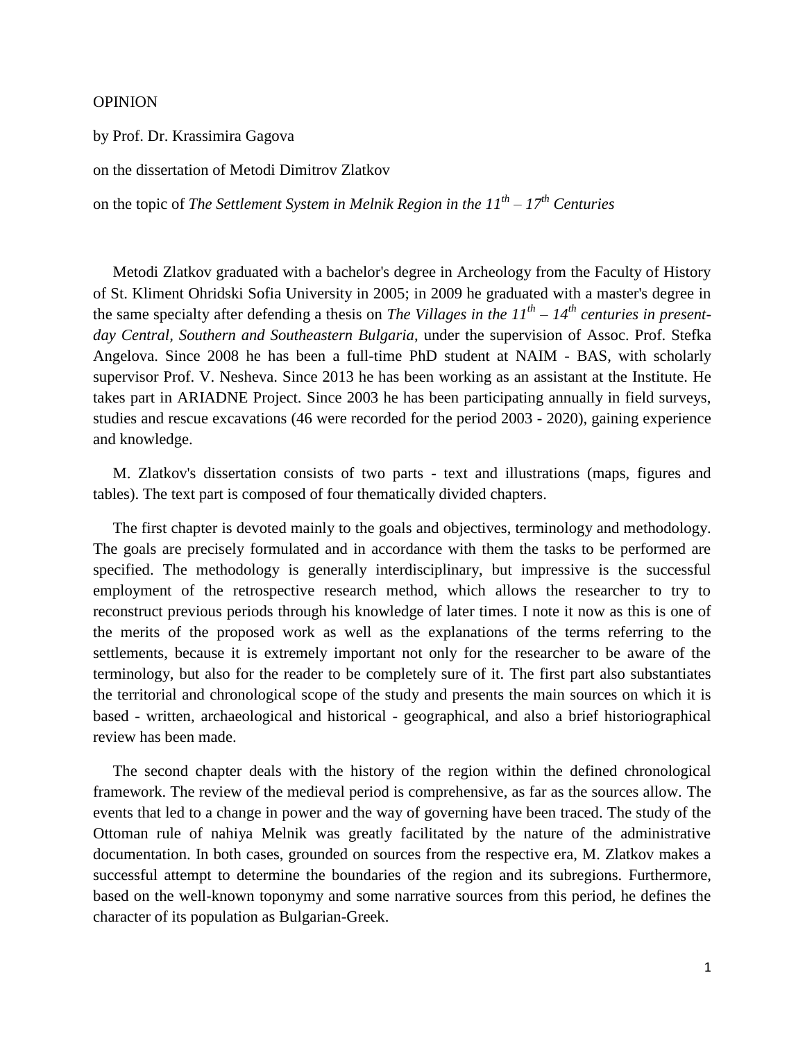OPINION

by Prof. Dr. Krassimira Gagova

on the dissertation of Metodi Dimitrov Zlatkov

on the topic of *The Settlement System in Melnik Region in the $11^{th}$ – $17^{th}$ Centuries*

Metodi Zlatkov graduated with a bachelor's degree in Archeology from the Faculty of History of St. Kliment Ohridski Sofia University in 2005; in 2009 he graduated with a master's degree in the same specialty after defending a thesis on *The Villages in the $11^{th}$ – $14^{th}$ centuries in present-day Central, Southern and Southeastern Bulgaria*, under the supervision of Assoc. Prof. Stefka Angelova. Since 2008 he has been a full-time PhD student at NAIM - BAS, with scholarly supervisor Prof. V. Nesheva. Since 2013 he has been working as an assistant at the Institute. He takes part in ARIADNE Project. Since 2003 he has been participating annually in field surveys, studies and rescue excavations (46 were recorded for the period 2003 - 2020), gaining experience and knowledge.

M. Zlatkov's dissertation consists of two parts - text and illustrations (maps, figures and tables). The text part is composed of four thematically divided chapters.

The first chapter is devoted mainly to the goals and objectives, terminology and methodology. The goals are precisely formulated and in accordance with them the tasks to be performed are specified. The methodology is generally interdisciplinary, but impressive is the successful employment of the retrospective research method, which allows the researcher to try to reconstruct previous periods through his knowledge of later times. I note it now as this is one of the merits of the proposed work as well as the explanations of the terms referring to the settlements, because it is extremely important not only for the researcher to be aware of the terminology, but also for the reader to be completely sure of it. The first part also substantiates the territorial and chronological scope of the study and presents the main sources on which it is based - written, archaeological and historical - geographical, and also a brief historiographical review has been made.

The second chapter deals with the history of the region within the defined chronological framework. The review of the medieval period is comprehensive, as far as the sources allow. The events that led to a change in power and the way of governing have been traced. The study of the Ottoman rule of nahiya Melnik was greatly facilitated by the nature of the administrative documentation. In both cases, grounded on sources from the respective era, M. Zlatkov makes a successful attempt to determine the boundaries of the region and its subregions. Furthermore, based on the well-known toponymy and some narrative sources from this period, he defines the character of its population as Bulgarian-Greek.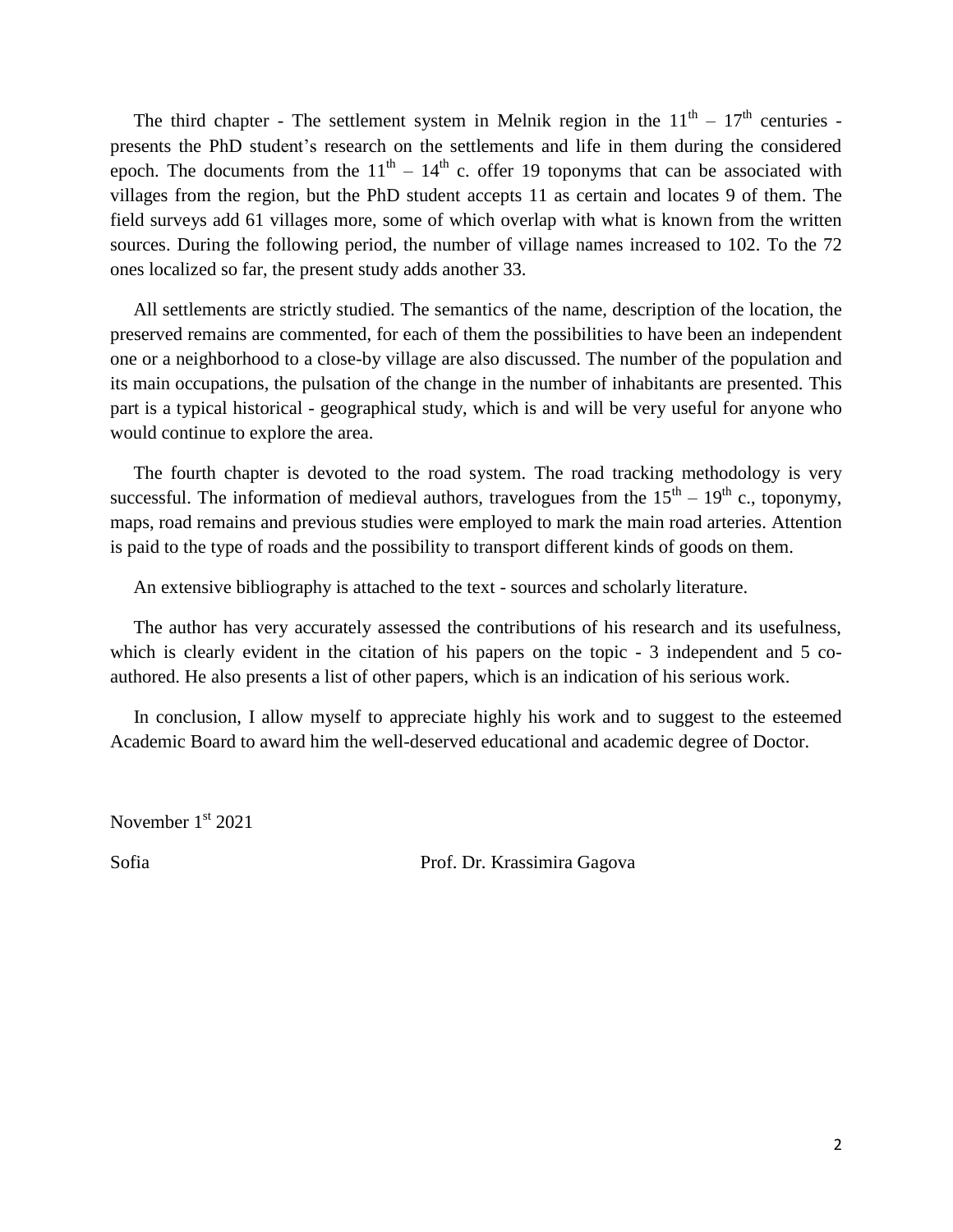The third chapter - The settlement system in Melnik region in the $11^{th}$ – $17^{th}$ centuries - presents the PhD student's research on the settlements and life in them during the considered epoch. The documents from the $11^{th}$ – $14^{th}$ c. offer 19 toponyms that can be associated with villages from the region, but the PhD student accepts 11 as certain and locates 9 of them. The field surveys add 61 villages more, some of which overlap with what is known from the written sources. During the following period, the number of village names increased to 102. To the 72 ones localized so far, the present study adds another 33.

All settlements are strictly studied. The semantics of the name, description of the location, the preserved remains are commented, for each of them the possibilities to have been an independent one or a neighborhood to a close-by village are also discussed. The number of the population and its main occupations, the pulsation of the change in the number of inhabitants are presented. This part is a typical historical - geographical study, which is and will be very useful for anyone who would continue to explore the area.

The fourth chapter is devoted to the road system. The road tracking methodology is very successful. The information of medieval authors, travelogues from the $15^{th}$ – $19^{th}$ c., toponymy, maps, road remains and previous studies were employed to mark the main road arteries. Attention is paid to the type of roads and the possibility to transport different kinds of goods on them.

An extensive bibliography is attached to the text - sources and scholarly literature.

The author has very accurately assessed the contributions of his research and its usefulness, which is clearly evident in the citation of his papers on the topic - 3 independent and 5 co-authored. He also presents a list of other papers, which is an indication of his serious work.

In conclusion, I allow myself to appreciate highly his work and to suggest to the esteemed Academic Board to award him the well-deserved educational and academic degree of Doctor.

November 1st 2021

Sofia

Prof. Dr. Krassimira Gagova